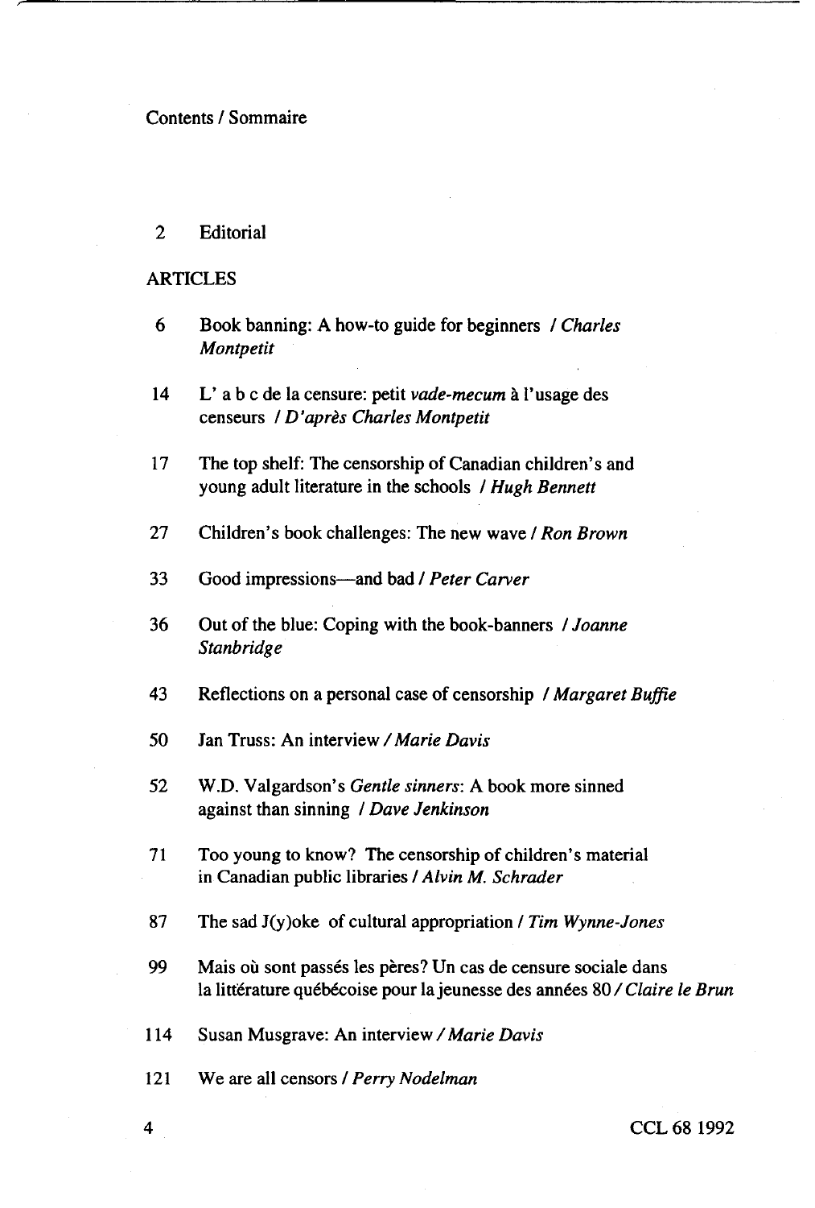Contents / Sommaire

2 Editorial

ARTICLES

6 Book banning: A how-to guide for beginners / *Charles Montpetit*

14 L' a b c de la censure: petit *vade-mecum* à l'usage des censeurs / *D'après Charles Montpetit*

17 The top shelf: The censorship of Canadian children's and young adult literature in the schools / *Hugh Bennett*

27 Children's book challenges: The new wave / *Ron Brown*

33 Good impressions—and bad / *Peter Carver*

36 Out of the blue: Coping with the book-banners / *Joanne Stanbridge*

43 Reflections on a personal case of censorship / *Margaret Buffie*

50 Jan Truss: An interview / *Marie Davis*

52 W.D. Valgardson's *Gentle sinners*: A book more sinned against than sinning / *Dave Jenkinson*

71 Too young to know? The censorship of children's material in Canadian public libraries / *Alvin M. Schrader*

87 The sad J(y)oke of cultural appropriation / *Tim Wynne-Jones*

99 Mais où sont passés les pères? Un cas de censure sociale dans la littérature québécoise pour la jeunesse des années 80 / *Claire le Brun*

114 Susan Musgrave: An interview / *Marie Davis*

121 We are all censors / *Perry Nodelman*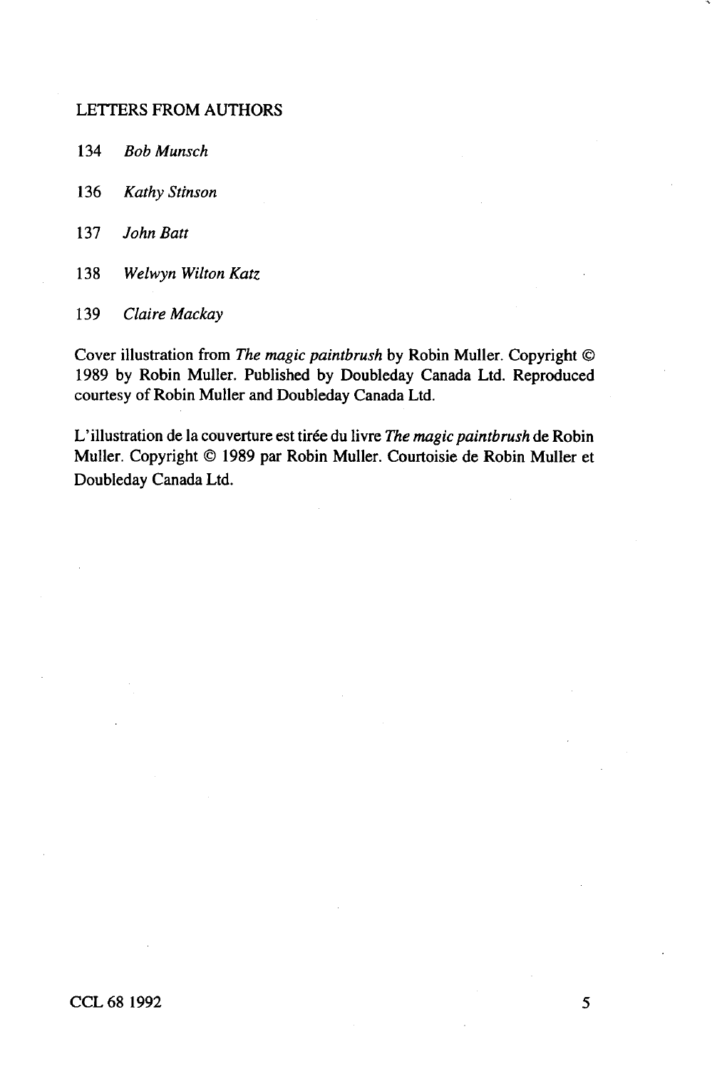LETTERS FROM AUTHORS

134 *Bob Munsch*

136 *Kathy Stinson*

137 *John Batt*

138 *Welwyn Wilton Katz*

139 *Claire Mackay*

Cover illustration from *The magic paintbrush* by Robin Muller. Copyright © 1989 by Robin Muller. Published by Doubleday Canada Ltd. Reproduced courtesy of Robin Muller and Doubleday Canada Ltd.

L'illustration de la couverture est tirée du livre *The magic paintbrush* de Robin Muller. Copyright © 1989 par Robin Muller. Courtoisie de Robin Muller et Doubleday Canada Ltd.